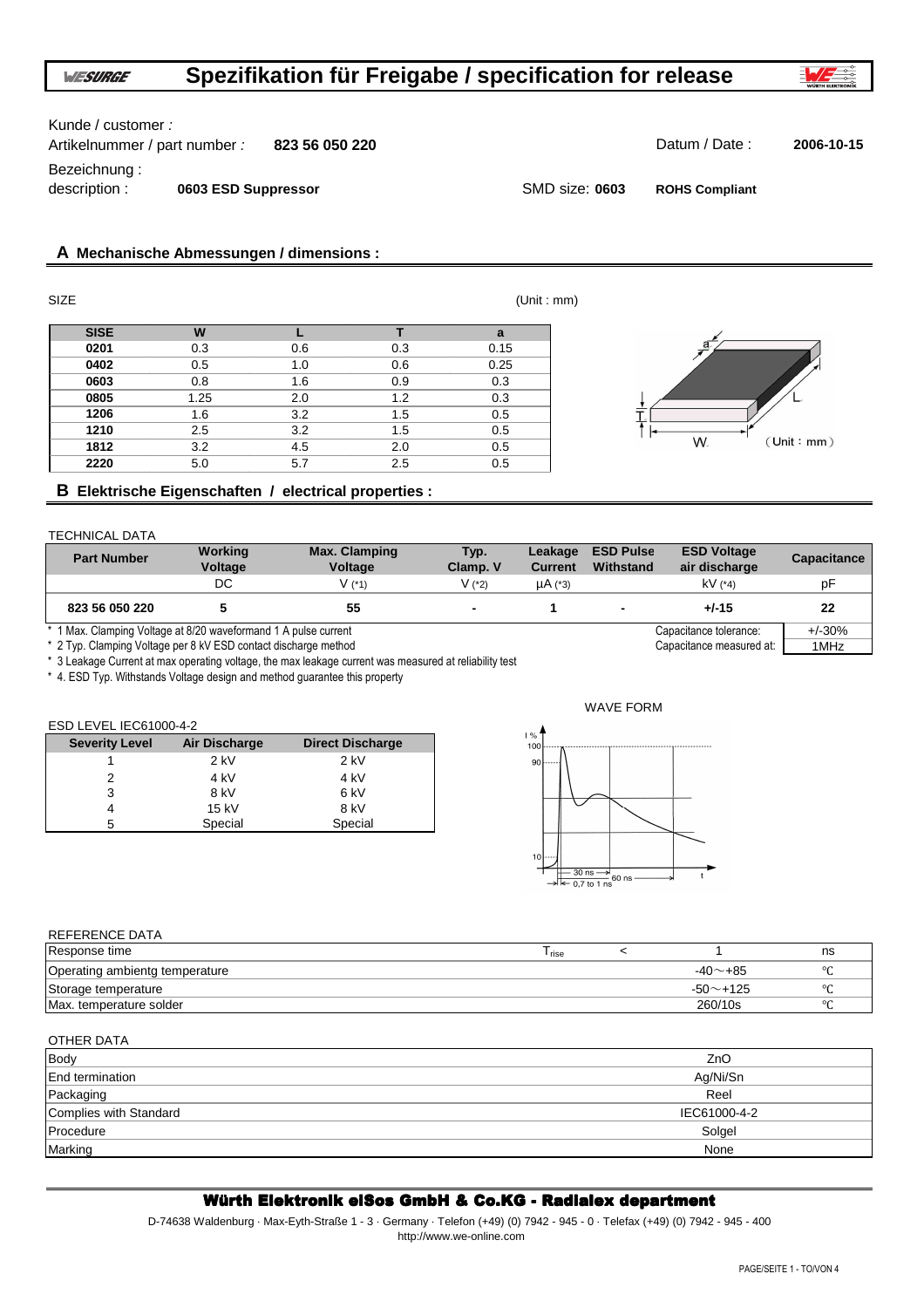# Spezifikation für Freigabe / specification for release

Kunde / customer :

Artikelnummer / part number : **823 56 050 220**

Datum / Date : **2006-10-15**

Bezeichnung :
description : **0603 ESD Suppressor**

SMD size: **0603** **ROHS Compliant**

## A Mechanische Abmessungen / dimensions :

SIZE (Unit : mm)

| SISE | W | L | T | a |
|---|---|---|---|---|
| 0201 | 0.3 | 0.6 | 0.3 | 0.15 |
| 0402 | 0.5 | 1.0 | 0.6 | 0.25 |
| 0603 | 0.8 | 1.6 | 0.9 | 0.3 |
| 0805 | 1.25 | 2.0 | 1.2 | 0.3 |
| 1206 | 1.6 | 3.2 | 1.5 | 0.5 |
| 1210 | 2.5 | 3.2 | 1.5 | 0.5 |
| 1812 | 3.2 | 4.5 | 2.0 | 0.5 |
| 2220 | 5.0 | 5.7 | 2.5 | 0.5 |

## B Elektrische Eigenschaften / electrical properties :

TECHNICAL DATA

| Part Number | Working Voltage | Max. Clamping Voltage | Typ. Clamp. V | Leakage Current | ESD Pulse Withstand | ESD Voltage air discharge | Capacitance |
|---|---|---|---|---|---|---|---|
| | DC | V (*1) | V (*2) | µA (*3) | | kV (*4) | pF |
| 823 56 050 220 | 5 | 55 | - | 1 | - | +/-15 | 22 |

\* 1 Max. Clamping Voltage at 8/20 waveformand 1 A pulse current

\* 2 Typ. Clamping Voltage per 8 kV ESD contact discharge method

\* 3 Leakage Current at max operating voltage, the max leakage current was measured at reliability test

\* 4. ESD Typ. Withstands Voltage design and method guarantee this property

| Capacitance tolerance: | +/-30% |
|---|---|
| Capacitance measured at: | 1MHz |

ESD LEVEL IEC61000-4-2

| Severity Level | Air Discharge | Direct Discharge |
|---|---|---|
| 1 | 2 kV | 2 kV |
| 2 | 4 kV | 4 kV |
| 3 | 8 kV | 6 kV |
| 4 | 15 kV | 8 kV |
| 5 | Special | Special |

WAVE FORM

REFERENCE DATA

| | | | | |
|---|---|---|---|---|
| Response time | $T_{rise}$ | < | 1 | ns |
| Operating ambientg temperature | | | -40～+85 | ℃ |
| Storage temperature | | | -50～+125 | ℃ |
| Max. temperature solder | | | 260/10s | ℃ |

OTHER DATA

| | |
|---|---|
| Body | ZnO |
| End termination | Ag/Ni/Sn |
| Packaging | Reel |
| Complies with Standard | IEC61000-4-2 |
| Procedure | Solgel |
| Marking | None |

**Würth Elektronik eiSos GmbH & Co.KG - Radialex department**

D-74638 Waldenburg · Max-Eyth-Straße 1 - 3 · Germany · Telefon (+49) (0) 7942 - 945 - 0 · Telefax (+49) (0) 7942 - 945 - 400
http://www.we-online.com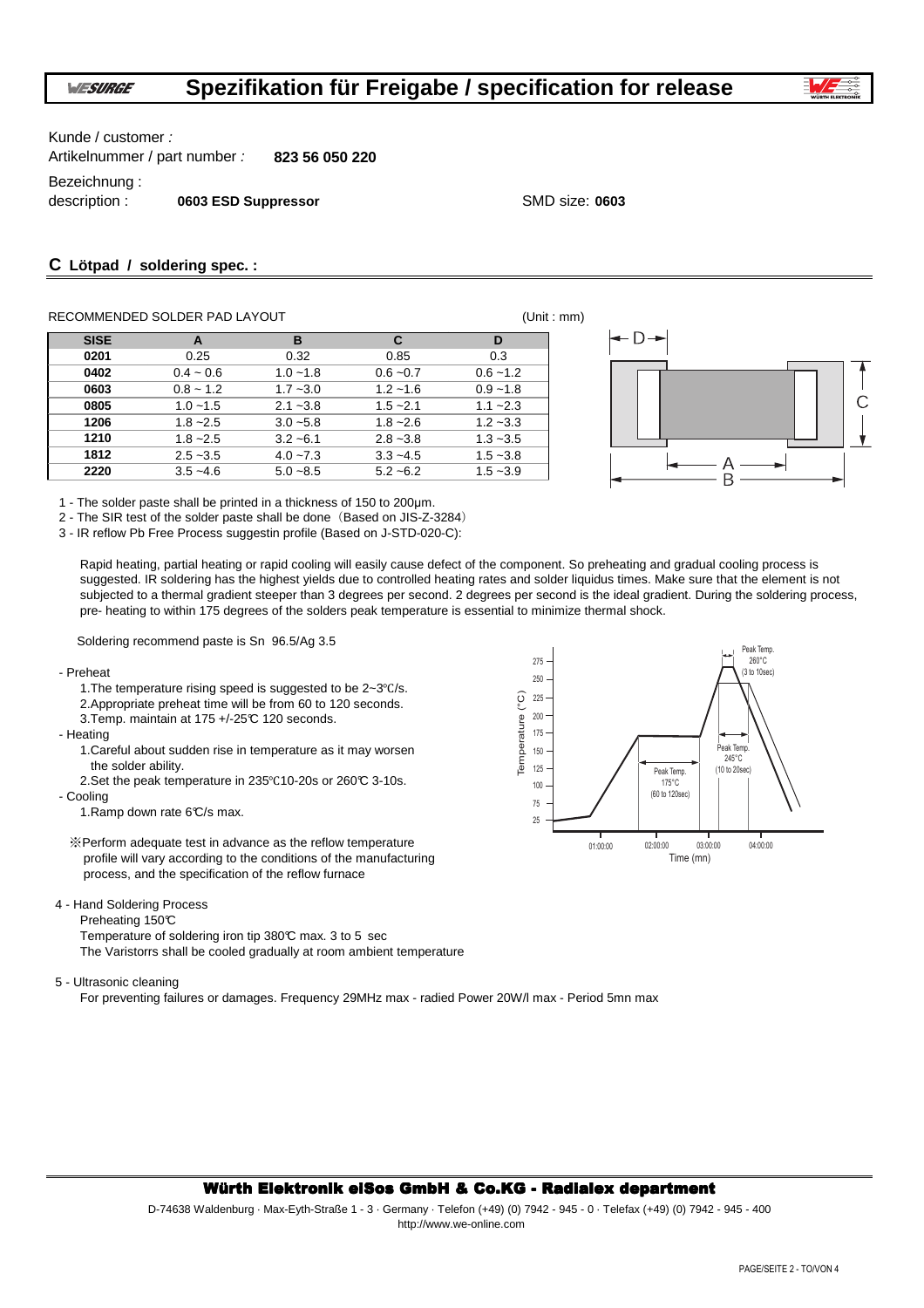# Spezifikation für Freigabe / specification for release

Kunde / customer :

Artikelnummer / part number : **823 56 050 220**

Bezeichnung :

description : **0603 ESD Suppressor**

SMD size: **0603**

## C Lötpad / soldering spec. :

RECOMMENDED SOLDER PAD LAYOUT (Unit : mm)

| SISE | A | B | C | D |
|---|---|---|---|---|
| 0201 | 0.25 | 0.32 | 0.85 | 0.3 |
| 0402 | 0.4 ~ 0.6 | 1.0 ~1.8 | 0.6 ~0.7 | 0.6 ~1.2 |
| 0603 | 0.8 ~ 1.2 | 1.7 ~3.0 | 1.2 ~1.6 | 0.9 ~1.8 |
| 0805 | 1.0 ~1.5 | 2.1 ~3.8 | 1.5 ~2.1 | 1.1 ~2.3 |
| 1206 | 1.8 ~2.5 | 3.0 ~5.8 | 1.8 ~2.6 | 1.2 ~3.3 |
| 1210 | 1.8 ~2.5 | 3.2 ~6.1 | 2.8 ~3.8 | 1.3 ~3.5 |
| 1812 | 2.5 ~3.5 | 4.0 ~7.3 | 3.3 ~4.5 | 1.5 ~3.8 |
| 2220 | 3.5 ~4.6 | 5.0 ~8.5 | 5.2 ~6.2 | 1.5 ~3.9 |

1 - The solder paste shall be printed in a thickness of 150 to 200µm.

2 - The SIR test of the solder paste shall be done（Based on JIS-Z-3284）

3 - IR reflow Pb Free Process suggestin profile (Based on J-STD-020-C):

Rapid heating, partial heating or rapid cooling will easily cause defect of the component. So preheating and gradual cooling process is suggested. IR soldering has the highest yields due to controlled heating rates and solder liquidus times. Make sure that the element is not subjected to a thermal gradient steeper than 3 degrees per second. 2 degrees per second is the ideal gradient. During the soldering process, pre- heating to within 175 degrees of the solders peak temperature is essential to minimize thermal shock.

Soldering recommend paste is Sn 96.5/Ag 3.5

- Preheat
  1. The temperature rising speed is suggested to be 2~3℃/s.
  2. Appropriate preheat time will be from 60 to 120 seconds.
  3. Temp. maintain at 175 +/-25℃ 120 seconds.
- Heating
  1. Careful about sudden rise in temperature as it may worsen the solder ability.
  2. Set the peak temperature in 235℃10-20s or 260℃ 3-10s.
- Cooling
  1. Ramp down rate 6℃/s max.

※Perform adequate test in advance as the reflow temperature profile will vary according to the conditions of the manufacturing process, and the specification of the reflow furnace

4 - Hand Soldering Process

Preheating 150℃

Temperature of soldering iron tip 380℃ max. 3 to 5 sec

The Varistorrs shall be cooled gradually at room ambient temperature

5 - Ultrasonic cleaning

For preventing failures or damages. Frequency 29MHz max - radied Power 20W/l max - Period 5mn max

Würth Elektronik eiSos GmbH & Co.KG - Radialex department

D-74638 Waldenburg · Max-Eyth-Straße 1 - 3 · Germany · Telefon (+49) (0) 7942 - 945 - 0 · Telefax (+49) (0) 7942 - 945 - 400

http://www.we-online.com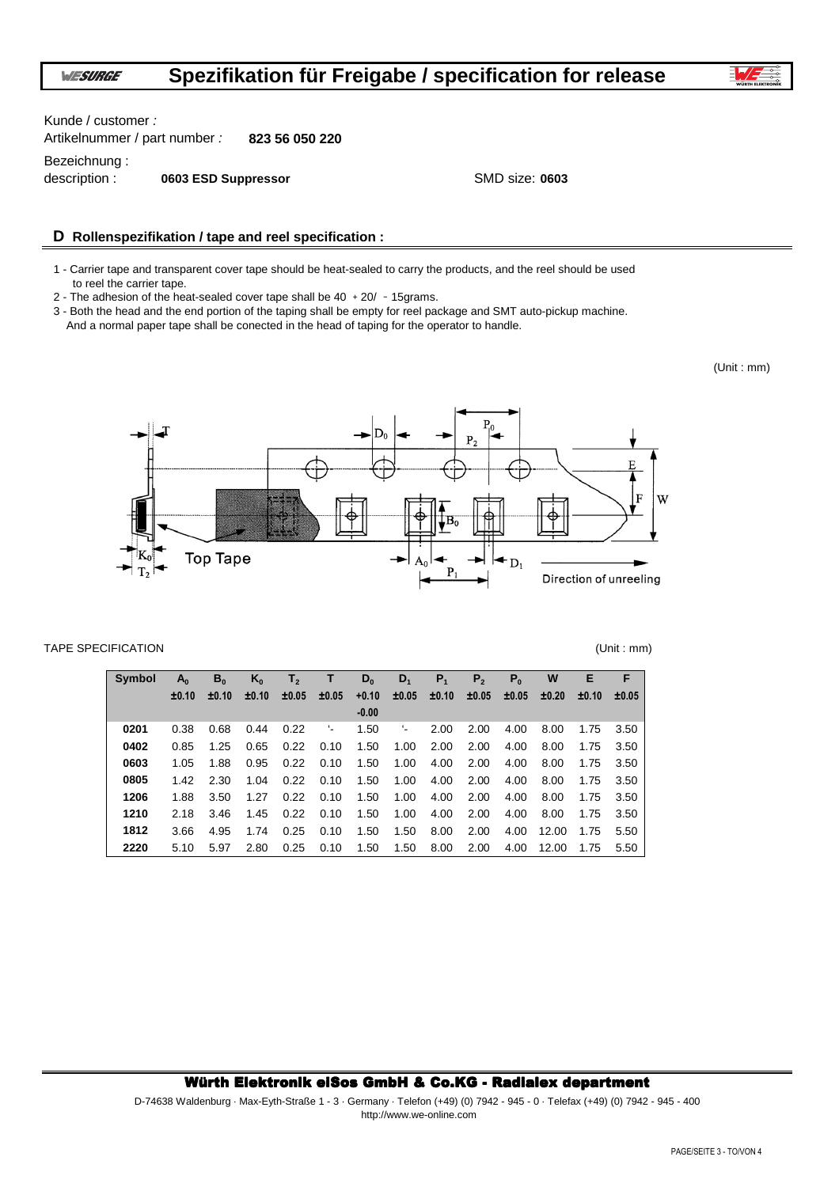Kunde / customer :

Artikelnummer / part number : **823 56 050 220**

Bezeichnung :

description : **0603 ESD Suppressor**

SMD size: **0603**

## D Rollenspezifikation / tape and reel specification :

1 - Carrier tape and transparent cover tape should be heat-sealed to carry the products, and the reel should be used to reel the carrier tape.

2 - The adhesion of the heat-sealed cover tape shall be 40 + 20/ - 15grams.

3 - Both the head and the end portion of the taping shall be empty for reel package and SMT auto-pickup machine. And a normal paper tape shall be conected in the head of taping for the operator to handle.

(Unit : mm)

Top Tape

Direction of unreeling

TAPE SPECIFICATION

(Unit : mm)

| Symbol | $A_0$ | $B_0$ | $K_0$ | $T_2$ | T | $D_0$ | $D_1$ | $P_1$ | $P_2$ | $P_0$ | W | E | F |
|---|---|---|---|---|---|---|---|---|---|---|---|---|---|
| | ±0.10 | ±0.10 | ±0.10 | ±0.05 | ±0.05 | +0.10 -0.00 | ±0.05 | ±0.10 | ±0.05 | ±0.05 | ±0.20 | ±0.10 | ±0.05 |
| 0201 | 0.38 | 0.68 | 0.44 | 0.22 | '- | 1.50 | '- | 2.00 | 2.00 | 4.00 | 8.00 | 1.75 | 3.50 |
| 0402 | 0.85 | 1.25 | 0.65 | 0.22 | 0.10 | 1.50 | 1.00 | 2.00 | 2.00 | 4.00 | 8.00 | 1.75 | 3.50 |
| 0603 | 1.05 | 1.88 | 0.95 | 0.22 | 0.10 | 1.50 | 1.00 | 4.00 | 2.00 | 4.00 | 8.00 | 1.75 | 3.50 |
| 0805 | 1.42 | 2.30 | 1.04 | 0.22 | 0.10 | 1.50 | 1.00 | 4.00 | 2.00 | 4.00 | 8.00 | 1.75 | 3.50 |
| 1206 | 1.88 | 3.50 | 1.27 | 0.22 | 0.10 | 1.50 | 1.00 | 4.00 | 2.00 | 4.00 | 8.00 | 1.75 | 3.50 |
| 1210 | 2.18 | 3.46 | 1.45 | 0.22 | 0.10 | 1.50 | 1.00 | 4.00 | 2.00 | 4.00 | 8.00 | 1.75 | 3.50 |
| 1812 | 3.66 | 4.95 | 1.74 | 0.25 | 0.10 | 1.50 | 1.50 | 8.00 | 2.00 | 4.00 | 12.00 | 1.75 | 5.50 |
| 2220 | 5.10 | 5.97 | 2.80 | 0.25 | 0.10 | 1.50 | 1.50 | 8.00 | 2.00 | 4.00 | 12.00 | 1.75 | 5.50 |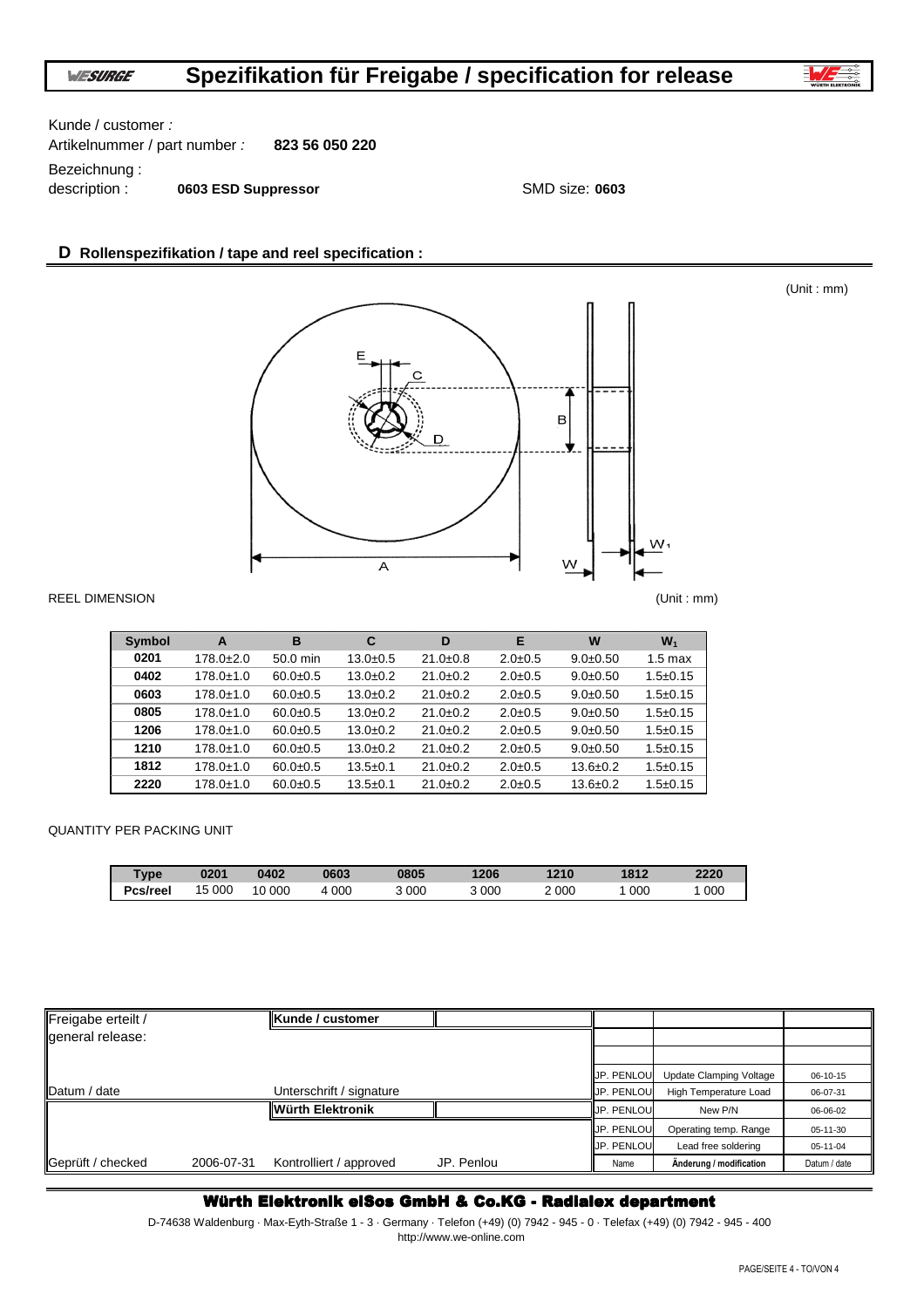Spezifikation für Freigabe / specification for release

Kunde / customer :

Artikelnummer / part number : **823 56 050 220**

Bezeichnung :
description : **0603 ESD Suppressor**

SMD size: **0603**

## D Rollenspezifikation / tape and reel specification :

(Unit : mm)

E
C
B
D
A
W
$W_1$

REEL DIMENSION

(Unit : mm)

| Symbol | A | B | C | D | E | W | $W_1$ |
|---|---|---|---|---|---|---|---|
| **0201** | 178.0±2.0 | 50.0 min | 13.0±0.5 | 21.0±0.8 | 2.0±0.5 | 9.0±0.50 | 1.5 max |
| **0402** | 178.0±1.0 | 60.0±0.5 | 13.0±0.2 | 21.0±0.2 | 2.0±0.5 | 9.0±0.50 | 1.5±0.15 |
| **0603** | 178.0±1.0 | 60.0±0.5 | 13.0±0.2 | 21.0±0.2 | 2.0±0.5 | 9.0±0.50 | 1.5±0.15 |
| **0805** | 178.0±1.0 | 60.0±0.5 | 13.0±0.2 | 21.0±0.2 | 2.0±0.5 | 9.0±0.50 | 1.5±0.15 |
| **1206** | 178.0±1.0 | 60.0±0.5 | 13.0±0.2 | 21.0±0.2 | 2.0±0.5 | 9.0±0.50 | 1.5±0.15 |
| **1210** | 178.0±1.0 | 60.0±0.5 | 13.0±0.2 | 21.0±0.2 | 2.0±0.5 | 9.0±0.50 | 1.5±0.15 |
| **1812** | 178.0±1.0 | 60.0±0.5 | 13.5±0.1 | 21.0±0.2 | 2.0±0.5 | 13.6±0.2 | 1.5±0.15 |
| **2220** | 178.0±1.0 | 60.0±0.5 | 13.5±0.1 | 21.0±0.2 | 2.0±0.5 | 13.6±0.2 | 1.5±0.15 |

QUANTITY PER PACKING UNIT

| Type | 0201 | 0402 | 0603 | 0805 | 1206 | 1210 | 1812 | 2220 |
|---|---|---|---|---|---|---|---|---|
| **Pcs/reel** | 15 000 | 10 000 | 4 000 | 3 000 | 3 000 | 2 000 | 1 000 | 1 000 |

| | | | | | | |
|---|---|---|---|---|---|---|
| Freigabe erteilt / general release: | **Kunde / customer** | | | | | |
| | | | | JP. PENLOU | Update Clamping Voltage | 06-10-15 |
| Datum / date | Unterschrift / signature | | | JP. PENLOU | High Temperature Load | 06-07-31 |
| | **Würth Elektronik** | | | JP. PENLOU | New P/N | 06-06-02 |
| | | | | JP. PENLOU | Operating temp. Range | 05-11-30 |
| | | | | JP. PENLOU | Lead free soldering | 05-11-04 |
| Geprüft / checked | 2006-07-31 | Kontrolliert / approved | JP. Penlou | Name | Änderung / modification | Datum / date |

**Würth Elektronik eiSos GmbH & Co.KG - Radialex department**

D-74638 Waldenburg · Max-Eyth-Straße 1 - 3 · Germany · Telefon (+49) (0) 7942 - 945 - 0 · Telefax (+49) (0) 7942 - 945 - 400
http://www.we-online.com